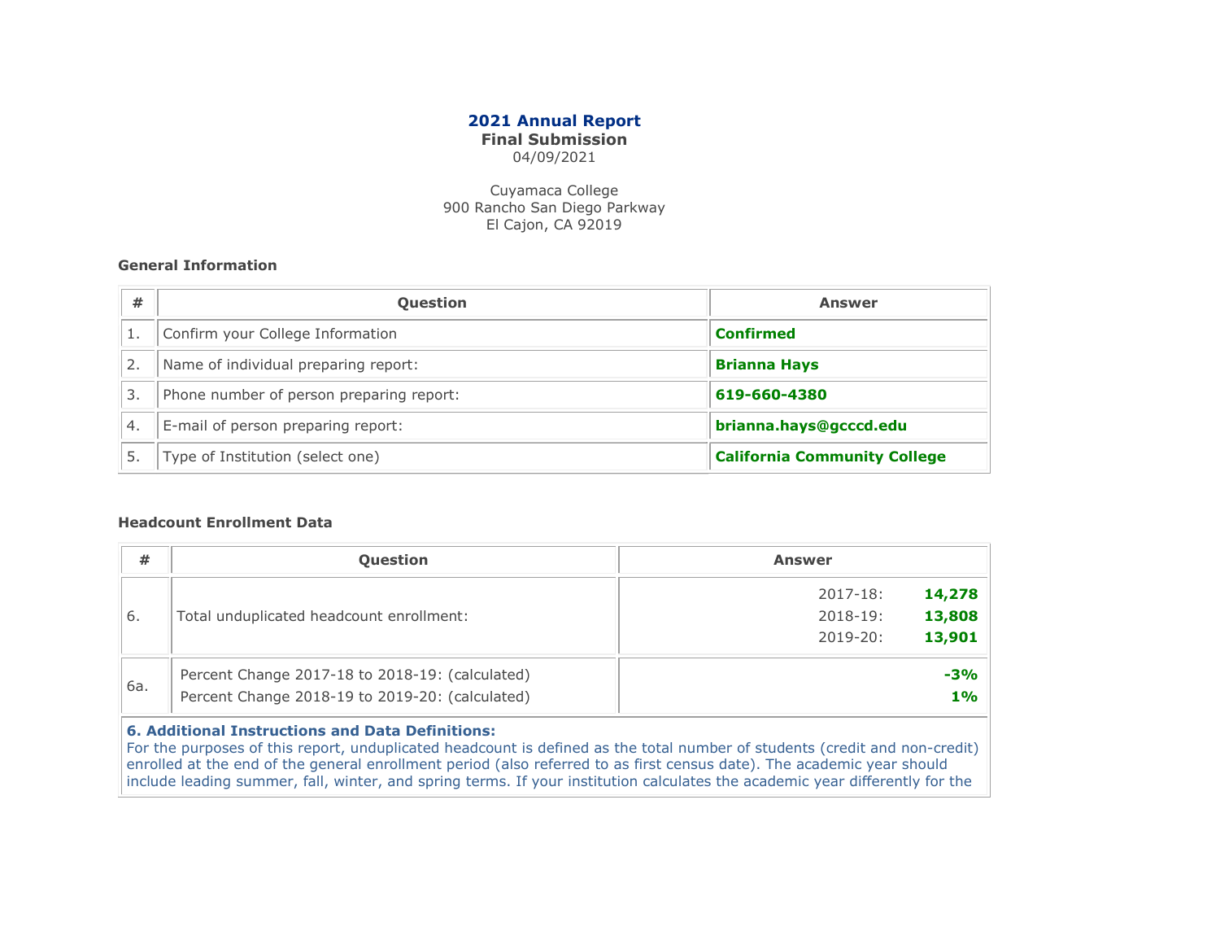# 2021 Annual Report

**Final Submission**

04/09/2021

Cuyamaca College
900 Rancho San Diego Parkway
El Cajon, CA 92019

### General Information

| # | Question | Answer |
|---|---|---|
| 1. | Confirm your College Information | **Confirmed** |
| 2. | Name of individual preparing report: | **Brianna Hays** |
| 3. | Phone number of person preparing report: | **619-660-4380** |
| 4. | E-mail of person preparing report: | **brianna.hays@gcccd.edu** |
| 5. | Type of Institution (select one) | **California Community College** |

### Headcount Enrollment Data

| # | Question | Answer |
|---|---|---|
| 6. | Total unduplicated headcount enrollment: | 2017-18: **14,278**<br>2018-19: **13,808**<br>2019-20: **13,901** |
| 6a. | Percent Change 2017-18 to 2018-19: (calculated)<br>Percent Change 2018-19 to 2019-20: (calculated) | **-3%**<br>**1%** |

**6. Additional Instructions and Data Definitions:**
For the purposes of this report, unduplicated headcount is defined as the total number of students (credit and non-credit) enrolled at the end of the general enrollment period (also referred to as first census date). The academic year should include leading summer, fall, winter, and spring terms. If your institution calculates the academic year differently for the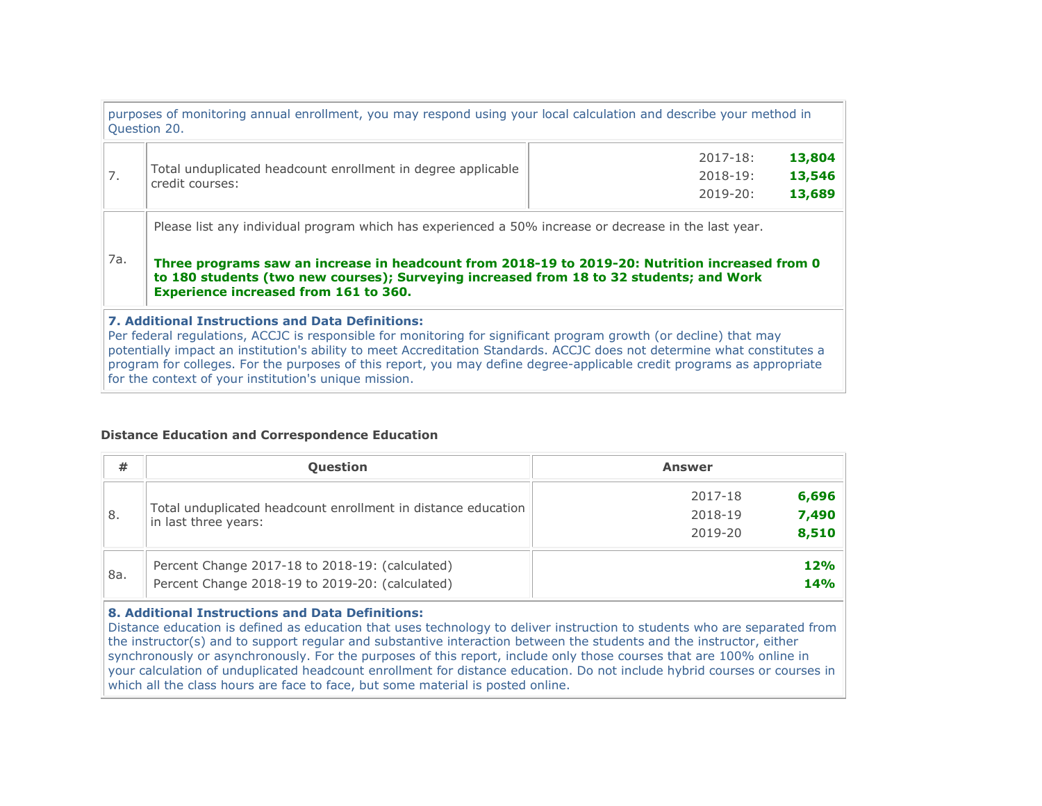purposes of monitoring annual enrollment, you may respond using your local calculation and describe your method in Question 20.

| | | |
|---|---|---|
| 7. | Total unduplicated headcount enrollment in degree applicable credit courses: | 2017-18: **13,804**<br>2018-19: **13,546**<br>2019-20: **13,689** |
| 7a. | Please list any individual program which has experienced a 50% increase or decrease in the last year.<br><br>**Three programs saw an increase in headcount from 2018-19 to 2019-20: Nutrition increased from 0 to 180 students (two new courses); Surveying increased from 18 to 32 students; and Work Experience increased from 161 to 360.** | |

**7. Additional Instructions and Data Definitions:**
Per federal regulations, ACCJC is responsible for monitoring for significant program growth (or decline) that may potentially impact an institution's ability to meet Accreditation Standards. ACCJC does not determine what constitutes a program for colleges. For the purposes of this report, you may define degree-applicable credit programs as appropriate for the context of your institution's unique mission.

**Distance Education and Correspondence Education**

| # | Question | Answer |
|---|---|---|
| 8. | Total unduplicated headcount enrollment in distance education in last three years: | 2017-18 **6,696**<br>2018-19 **7,490**<br>2019-20 **8,510** |
| 8a. | Percent Change 2017-18 to 2018-19: (calculated)<br>Percent Change 2018-19 to 2019-20: (calculated) | **12%**<br>**14%** |

**8. Additional Instructions and Data Definitions:**
Distance education is defined as education that uses technology to deliver instruction to students who are separated from the instructor(s) and to support regular and substantive interaction between the students and the instructor, either synchronously or asynchronously. For the purposes of this report, include only those courses that are 100% online in your calculation of unduplicated headcount enrollment for distance education. Do not include hybrid courses or courses in which all the class hours are face to face, but some material is posted online.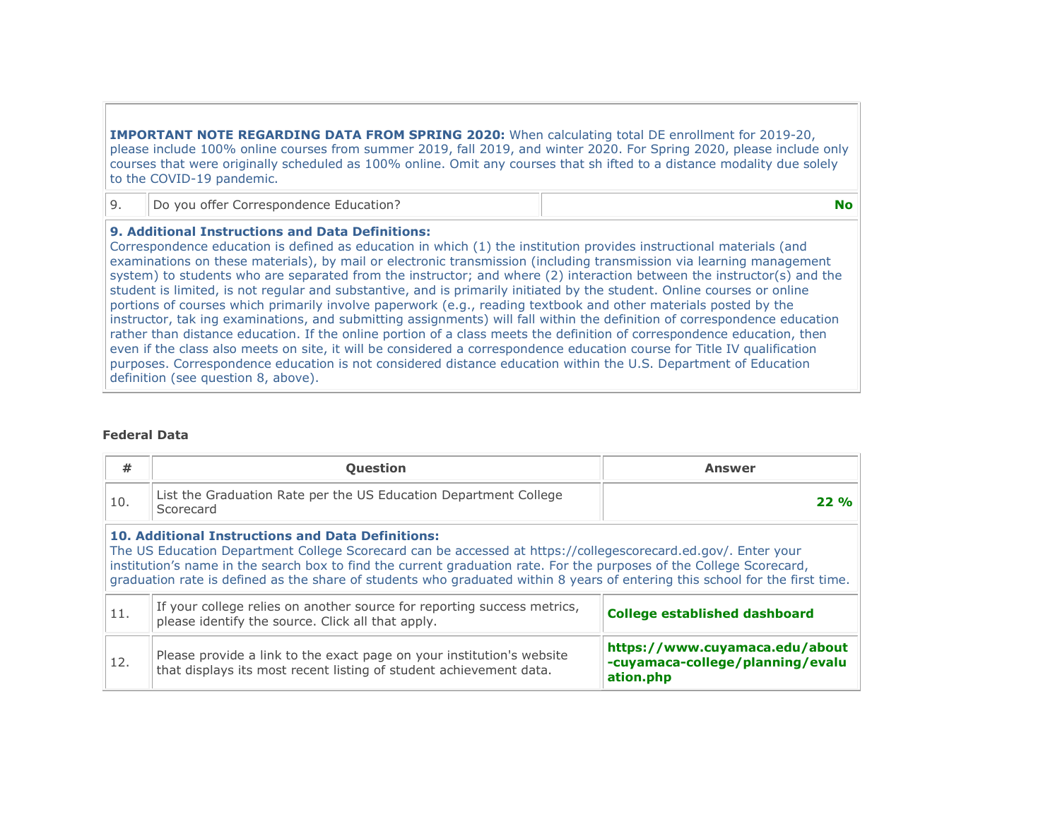**IMPORTANT NOTE REGARDING DATA FROM SPRING 2020:** When calculating total DE enrollment for 2019-20, please include 100% online courses from summer 2019, fall 2019, and winter 2020. For Spring 2020, please include only courses that were originally scheduled as 100% online. Omit any courses that sh ifted to a distance modality due solely to the COVID-19 pandemic.

| | | |
|---|---|---|
| 9. | Do you offer Correspondence Education? | **No** |

**9. Additional Instructions and Data Definitions:**
Correspondence education is defined as education in which (1) the institution provides instructional materials (and examinations on these materials), by mail or electronic transmission (including transmission via learning management system) to students who are separated from the instructor; and where (2) interaction between the instructor(s) and the student is limited, is not regular and substantive, and is primarily initiated by the student. Online courses or online portions of courses which primarily involve paperwork (e.g., reading textbook and other materials posted by the instructor, tak ing examinations, and submitting assignments) will fall within the definition of correspondence education rather than distance education. If the online portion of a class meets the definition of correspondence education, then even if the class also meets on site, it will be considered a correspondence education course for Title IV qualification purposes. Correspondence education is not considered distance education within the U.S. Department of Education definition (see question 8, above).

**Federal Data**

| # | Question | Answer |
|---|---|---|
| 10. | List the Graduation Rate per the US Education Department College Scorecard | **22 %** |

**10. Additional Instructions and Data Definitions:**
The US Education Department College Scorecard can be accessed at https://collegescorecard.ed.gov/. Enter your institution's name in the search box to find the current graduation rate. For the purposes of the College Scorecard, graduation rate is defined as the share of students who graduated within 8 years of entering this school for the first time.

| | | |
|---|---|---|
| 11. | If your college relies on another source for reporting success metrics, please identify the source. Click all that apply. | **College established dashboard** |
| 12. | Please provide a link to the exact page on your institution's website that displays its most recent listing of student achievement data. | **https://www.cuyamaca.edu/about-cuyamaca-college/planning/evaluation.php** |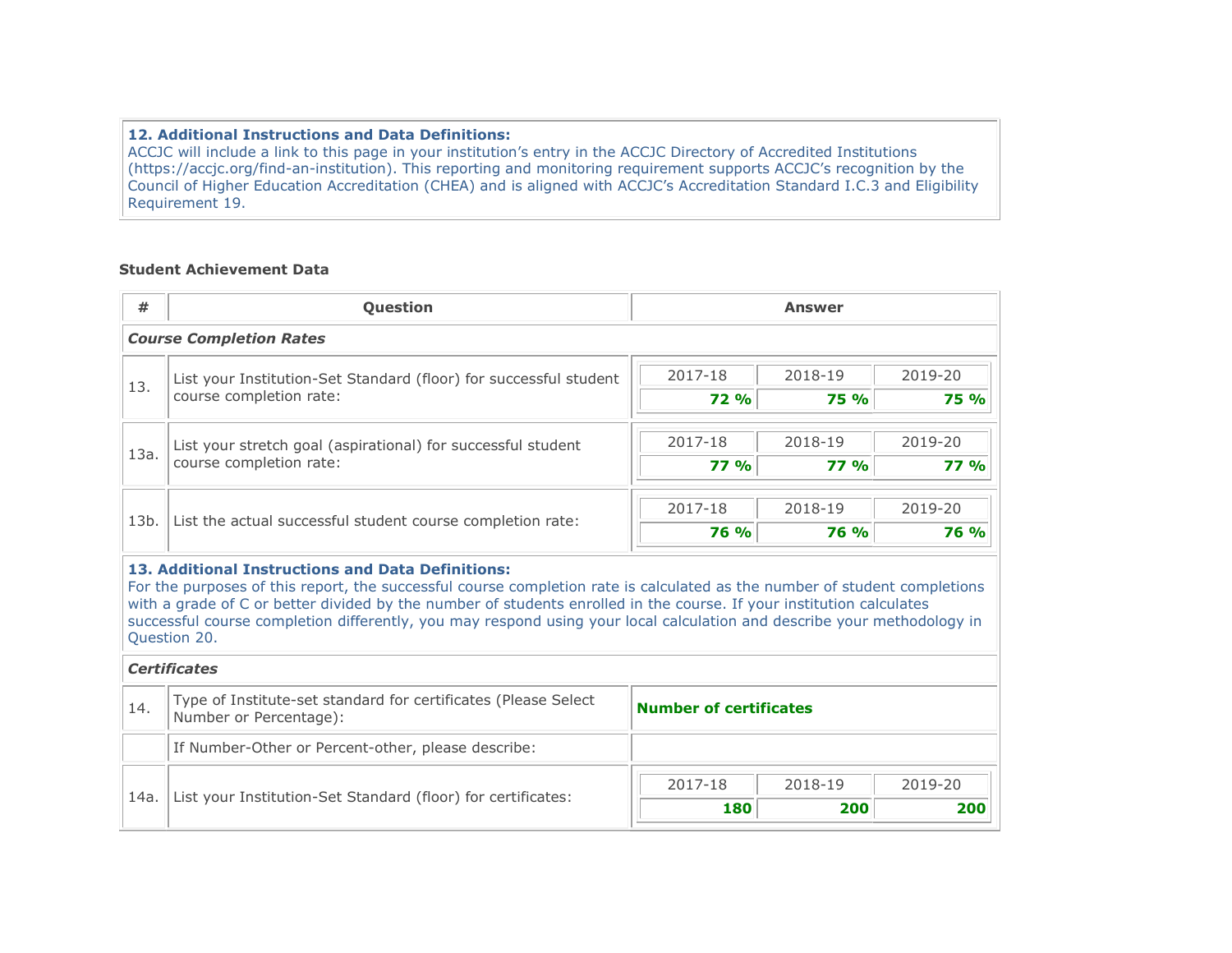**12. Additional Instructions and Data Definitions:**
ACCJC will include a link to this page in your institution's entry in the ACCJC Directory of Accredited Institutions (https://accjc.org/find-an-institution). This reporting and monitoring requirement supports ACCJC's recognition by the Council of Higher Education Accreditation (CHEA) and is aligned with ACCJC's Accreditation Standard I.C.3 and Eligibility Requirement 19.

### Student Achievement Data

| # | Question | Answer | | |
|---|---|---|---|---|
| ***Course Completion Rates*** | | | | |
| 13. | List your Institution-Set Standard (floor) for successful student course completion rate: | 2017-18: **72 %** | 2018-19: **75 %** | 2019-20: **75 %** |
| 13a. | List your stretch goal (aspirational) for successful student course completion rate: | 2017-18: **77 %** | 2018-19: **77 %** | 2019-20: **77 %** |
| 13b. | List the actual successful student course completion rate: | 2017-18: **76 %** | 2018-19: **76 %** | 2019-20: **76 %** |
| **13. Additional Instructions and Data Definitions:** For the purposes of this report, the successful course completion rate is calculated as the number of student completions with a grade of C or better divided by the number of students enrolled in the course. If your institution calculates successful course completion differently, you may respond using your local calculation and describe your methodology in Question 20. | | | | |
| ***Certificates*** | | | | |
| 14. | Type of Institute-set standard for certificates (Please Select Number or Percentage): | **Number of certificates** | | |
| | If Number-Other or Percent-other, please describe: | | | |
| 14a. | List your Institution-Set Standard (floor) for certificates: | 2017-18: **180** | 2018-19: **200** | 2019-20: **200** |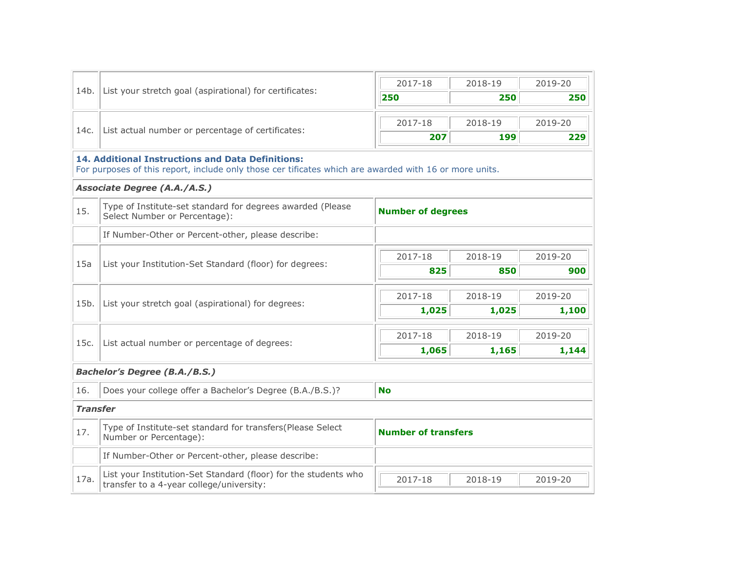| | | 2017-18 | 2018-19 | 2019-20 |
|---|---|---|---|---|
| 14b. | List your stretch goal (aspirational) for certificates: | **250** | **250** | **250** |
| 14c. | List actual number or percentage of certificates: | **207** | **199** | **229** |

**14. Additional Instructions and Data Definitions:**
For purposes of this report, include only those cer tificates which are awarded with 16 or more units.

***Associate Degree (A.A./A.S.)***

| | | |
|---|---|---|
| 15. | Type of Institute-set standard for degrees awarded (Please Select Number or Percentage): | **Number of degrees** |
| | If Number-Other or Percent-other, please describe: | |

| | | 2017-18 | 2018-19 | 2019-20 |
|---|---|---|---|---|
| 15a | List your Institution-Set Standard (floor) for degrees: | **825** | **850** | **900** |
| 15b. | List your stretch goal (aspirational) for degrees: | **1,025** | **1,025** | **1,100** |
| 15c. | List actual number or percentage of degrees: | **1,065** | **1,165** | **1,144** |

***Bachelor's Degree (B.A./B.S.)***

| | | |
|---|---|---|
| 16. | Does your college offer a Bachelor's Degree (B.A./B.S.)? | **No** |

***Transfer***

| | | |
|---|---|---|
| 17. | Type of Institute-set standard for transfers(Please Select Number or Percentage): | **Number of transfers** |
| | If Number-Other or Percent-other, please describe: | |

| | | 2017-18 | 2018-19 | 2019-20 |
|---|---|---|---|---|
| 17a. | List your Institution-Set Standard (floor) for the students who transfer to a 4-year college/university: | | | |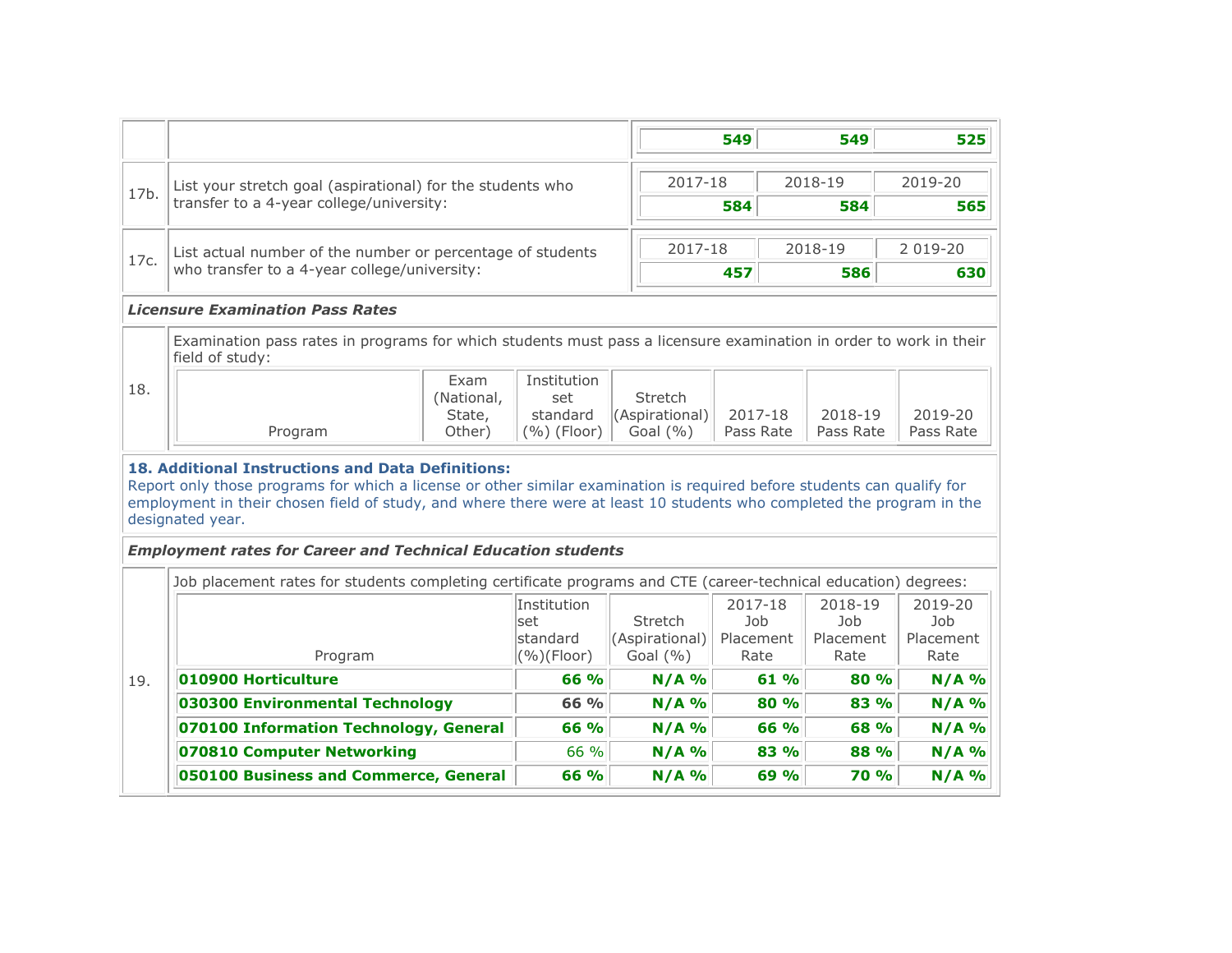| | | | | |
|---|---|---|---|---|
| | | 549 | 549 | 525 |
| 17b. | List your stretch goal (aspirational) for the students who transfer to a 4-year college/university: | 2017-18 | 2018-19 | 2019-20 |
| | | 584 | 584 | 565 |
| 17c. | List actual number of the number or percentage of students who transfer to a 4-year college/university: | 2017-18 | 2018-19 | 2 019-20 |
| | | 457 | 586 | 630 |

***Licensure Examination Pass Rates***

18. Examination pass rates in programs for which students must pass a licensure examination in order to work in their field of study:

| Program | Exam (National, State, Other) | Institution set standard (%) (Floor) | Stretch (Aspirational) Goal (%) | 2017-18 Pass Rate | 2018-19 Pass Rate | 2019-20 Pass Rate |
|---|---|---|---|---|---|---|

**18. Additional Instructions and Data Definitions:**
Report only those programs for which a license or other similar examination is required before students can qualify for employment in their chosen field of study, and where there were at least 10 students who completed the program in the designated year.

***Employment rates for Career and Technical Education students***

19. Job placement rates for students completing certificate programs and CTE (career-technical education) degrees:

| Program | Institution set standard (%)(Floor) | Stretch (Aspirational) Goal (%) | 2017-18 Job Placement Rate | 2018-19 Job Placement Rate | 2019-20 Job Placement Rate |
|---|---|---|---|---|---|
| **010900 Horticulture** | **66 %** | **N/A %** | **61 %** | **80 %** | **N/A %** |
| **030300 Environmental Technology** | **66 %** | **N/A %** | **80 %** | **83 %** | **N/A %** |
| **070100 Information Technology, General** | **66 %** | **N/A %** | **66 %** | **68 %** | **N/A %** |
| **070810 Computer Networking** | 66 % | **N/A %** | **83 %** | **88 %** | **N/A %** |
| **050100 Business and Commerce, General** | **66 %** | **N/A %** | **69 %** | **70 %** | **N/A %** |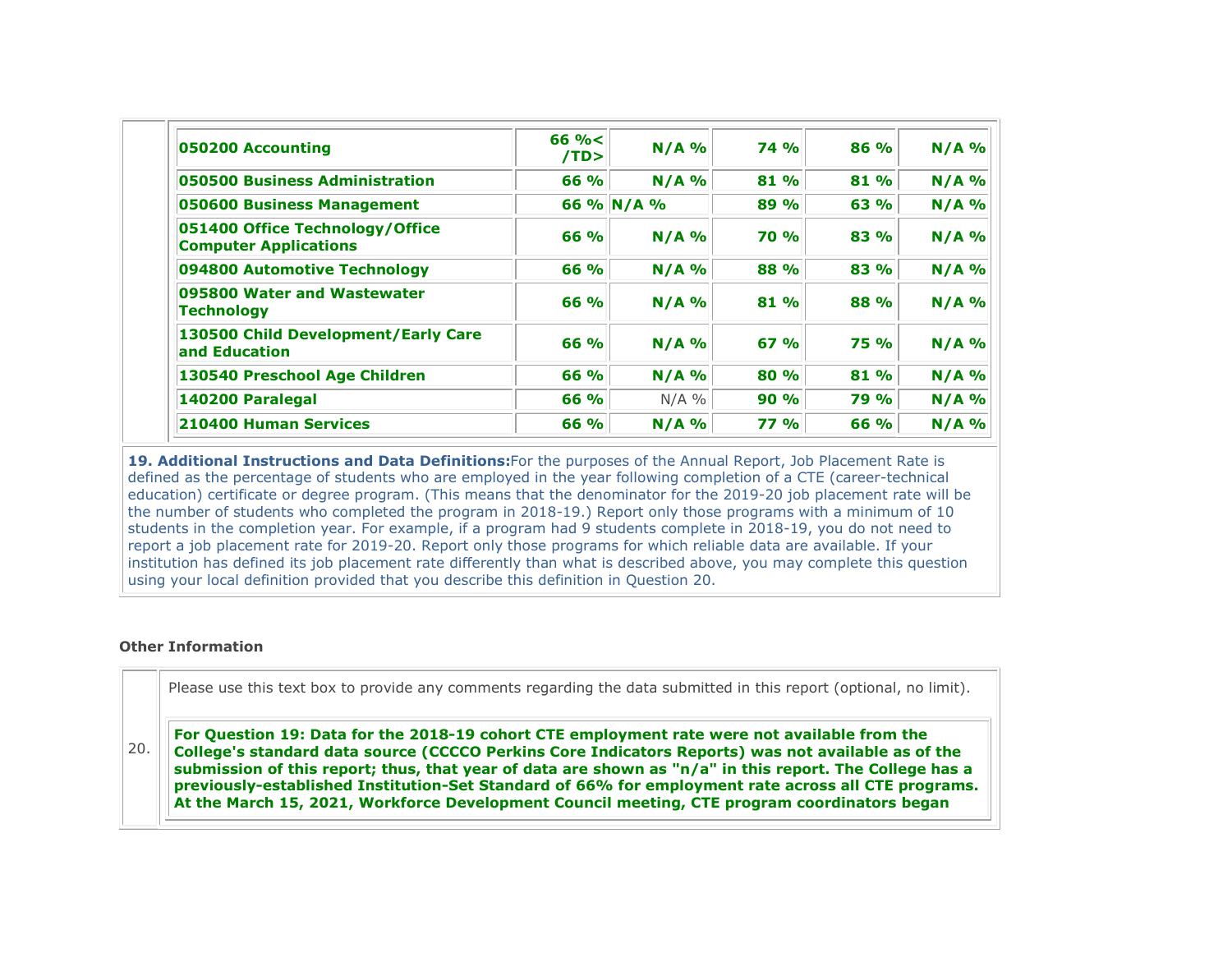| | | | | | |
|---|---|---|---|---|---|
| **050200 Accounting** | **66 %< /TD>** | **N/A %** | **74 %** | **86 %** | **N/A %** |
| **050500 Business Administration** | **66 %** | **N/A %** | **81 %** | **81 %** | **N/A %** |
| **050600 Business Management** | **66 %** | **N/A %** | **89 %** | **63 %** | **N/A %** |
| **051400 Office Technology/Office Computer Applications** | **66 %** | **N/A %** | **70 %** | **83 %** | **N/A %** |
| **094800 Automotive Technology** | **66 %** | **N/A %** | **88 %** | **83 %** | **N/A %** |
| **095800 Water and Wastewater Technology** | **66 %** | **N/A %** | **81 %** | **88 %** | **N/A %** |
| **130500 Child Development/Early Care and Education** | **66 %** | **N/A %** | **67 %** | **75 %** | **N/A %** |
| **130540 Preschool Age Children** | **66 %** | **N/A %** | **80 %** | **81 %** | **N/A %** |
| **140200 Paralegal** | **66 %** | N/A % | **90 %** | **79 %** | **N/A %** |
| **210400 Human Services** | **66 %** | **N/A %** | **77 %** | **66 %** | **N/A %** |

**19. Additional Instructions and Data Definitions:**For the purposes of the Annual Report, Job Placement Rate is defined as the percentage of students who are employed in the year following completion of a CTE (career-technical education) certificate or degree program. (This means that the denominator for the 2019-20 job placement rate will be the number of students who completed the program in 2018-19.) Report only those programs with a minimum of 10 students in the completion year. For example, if a program had 9 students complete in 2018-19, you do not need to report a job placement rate for 2019-20. Report only those programs for which reliable data are available. If your institution has defined its job placement rate differently than what is described above, you may complete this question using your local definition provided that you describe this definition in Question 20.

**Other Information**

20. Please use this text box to provide any comments regarding the data submitted in this report (optional, no limit).

**For Question 19: Data for the 2018-19 cohort CTE employment rate were not available from the College's standard data source (CCCCO Perkins Core Indicators Reports) was not available as of the submission of this report; thus, that year of data are shown as "n/a" in this report. The College has a previously-established Institution-Set Standard of 66% for employment rate across all CTE programs. At the March 15, 2021, Workforce Development Council meeting, CTE program coordinators began**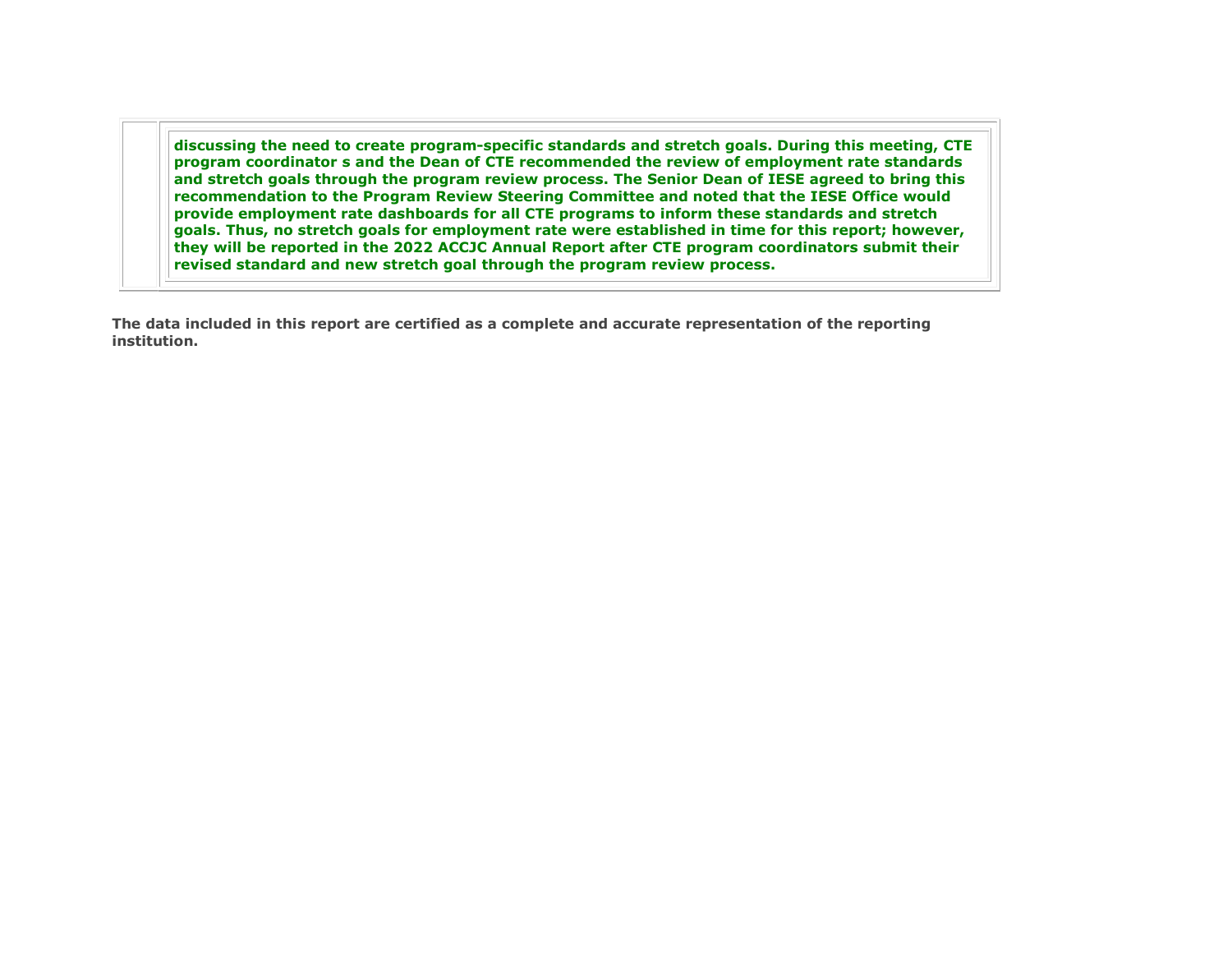| | |
|---|---|
| | **discussing the need to create program-specific standards and stretch goals. During this meeting, CTE program coordinator s and the Dean of CTE recommended the review of employment rate standards and stretch goals through the program review process. The Senior Dean of IESE agreed to bring this recommendation to the Program Review Steering Committee and noted that the IESE Office would provide employment rate dashboards for all CTE programs to inform these standards and stretch goals. Thus, no stretch goals for employment rate were established in time for this report; however, they will be reported in the 2022 ACCJC Annual Report after CTE program coordinators submit their revised standard and new stretch goal through the program review process.** |

**The data included in this report are certified as a complete and accurate representation of the reporting institution.**